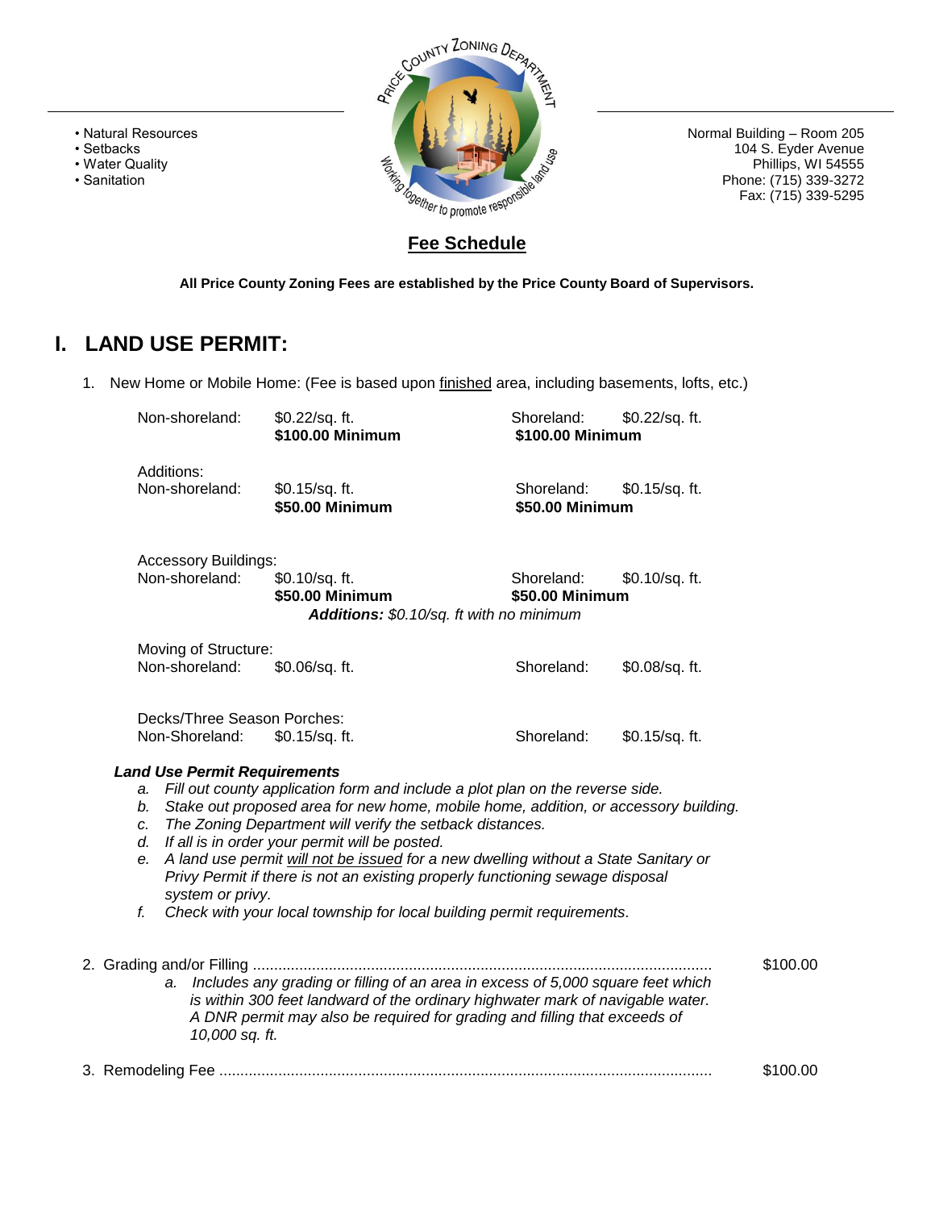- Natural Resources
- Setbacks
- Water Quality
- Sanitation

Price County Zoning Department
*Working together to promote responsible land use*

Normal Building – Room 205
104 S. Eyder Avenue
Phillips, WI 54555
Phone: (715) 339-3272
Fax: (715) 339-5295

## Fee Schedule

**All Price County Zoning Fees are established by the Price County Board of Supervisors.**

# I. LAND USE PERMIT:

1. New Home or Mobile Home: (Fee is based upon finished area, including basements, lofts, etc.)

| | | | |
|---|---|---|---|
| Non-shoreland: | $0.22/sq. ft. **$100.00 Minimum** | Shoreland: | $0.22/sq. ft. **$100.00 Minimum** |

Additions:

| | | | |
|---|---|---|---|
| Non-shoreland: | $0.15/sq. ft. **$50.00 Minimum** | Shoreland: | $0.15/sq. ft. **$50.00 Minimum** |

Accessory Buildings:

| | | | |
|---|---|---|---|
| Non-shoreland: | $0.10/sq. ft. **$50.00 Minimum** | Shoreland: | $0.10/sq. ft. **$50.00 Minimum** |

***Additions:** $0.10/sq. ft with no minimum*

Moving of Structure:

| | | | |
|---|---|---|---|
| Non-shoreland: | $0.06/sq. ft. | Shoreland: | $0.08/sq. ft. |

Decks/Three Season Porches:

| | | | |
|---|---|---|---|
| Non-Shoreland: | $0.15/sq. ft. | Shoreland: | $0.15/sq. ft. |

***Land Use Permit Requirements***

*a. Fill out county application form and include a plot plan on the reverse side.*
*b. Stake out proposed area for new home, mobile home, addition, or accessory building.*
*c. The Zoning Department will verify the setback distances.*
*d. If all is in order your permit will be posted.*
*e. A land use permit will not be issued for a new dwelling without a State Sanitary or Privy Permit if there is not an existing properly functioning sewage disposal system or privy.*
*f. Check with your local township for local building permit requirements.*

2. Grading and/or Filling .................................................. $100.00

   *a. Includes any grading or filling of an area in excess of 5,000 square feet which is within 300 feet landward of the ordinary highwater mark of navigable water. A DNR permit may also be required for grading and filling that exceeds of 10,000 sq. ft.*

3. Remodeling Fee .................................................. $100.00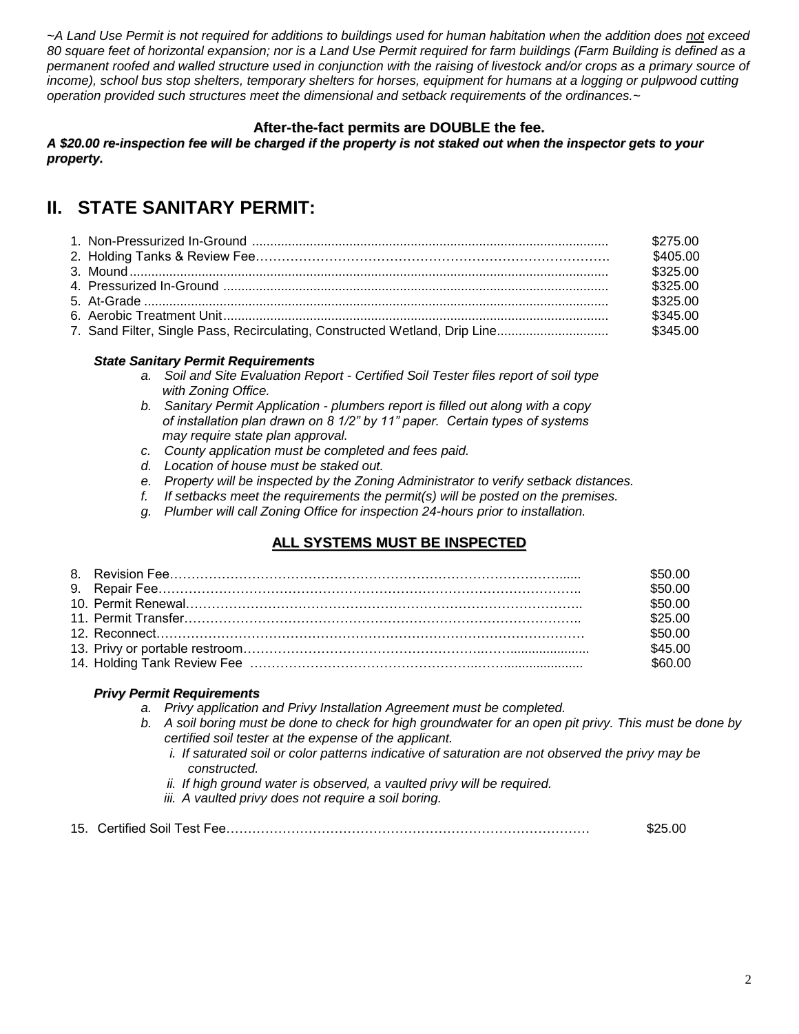*~A Land Use Permit is not required for additions to buildings used for human habitation when the addition does not exceed 80 square feet of horizontal expansion; nor is a Land Use Permit required for farm buildings (Farm Building is defined as a permanent roofed and walled structure used in conjunction with the raising of livestock and/or crops as a primary source of income), school bus stop shelters, temporary shelters for horses, equipment for humans at a logging or pulpwood cutting operation provided such structures meet the dimensional and setback requirements of the ordinances.~*

**After-the-fact permits are DOUBLE the fee.**

***A $20.00 re-inspection fee will be charged if the property is not staked out when the inspector gets to your property.***

## II. STATE SANITARY PERMIT:

| | |
|---|---|
| 1. Non-Pressurized In-Ground | $275.00 |
| 2. Holding Tanks & Review Fee | $405.00 |
| 3. Mound | $325.00 |
| 4. Pressurized In-Ground | $325.00 |
| 5. At-Grade | $325.00 |
| 6. Aerobic Treatment Unit | $345.00 |
| 7. Sand Filter, Single Pass, Recirculating, Constructed Wetland, Drip Line | $345.00 |

***State Sanitary Permit Requirements***

*a. Soil and Site Evaluation Report - Certified Soil Tester files report of soil type with Zoning Office.*

*b. Sanitary Permit Application - plumbers report is filled out along with a copy of installation plan drawn on 8 1/2" by 11" paper. Certain types of systems may require state plan approval.*

*c. County application must be completed and fees paid.*

*d. Location of house must be staked out.*

*e. Property will be inspected by the Zoning Administrator to verify setback distances.*

*f. If setbacks meet the requirements the permit(s) will be posted on the premises.*

*g. Plumber will call Zoning Office for inspection 24-hours prior to installation.*

**ALL SYSTEMS MUST BE INSPECTED**

| | |
|---|---|
| 8. Revision Fee | $50.00 |
| 9. Repair Fee | $50.00 |
| 10. Permit Renewal | $50.00 |
| 11. Permit Transfer | $25.00 |
| 12. Reconnect | $50.00 |
| 13. Privy or portable restroom | $45.00 |
| 14. Holding Tank Review Fee | $60.00 |

***Privy Permit Requirements***

*a. Privy application and Privy Installation Agreement must be completed.*

*b. A soil boring must be done to check for high groundwater for an open pit privy. This must be done by certified soil tester at the expense of the applicant.*

*i. If saturated soil or color patterns indicative of saturation are not observed the privy may be constructed.*

*ii. If high ground water is observed, a vaulted privy will be required.*

*iii. A vaulted privy does not require a soil boring.*

| | |
|---|---|
| 15. Certified Soil Test Fee | $25.00 |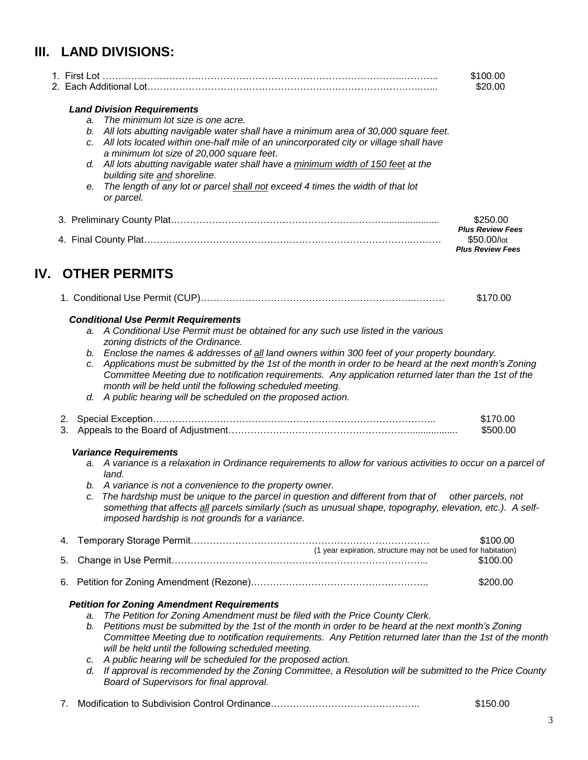## III. LAND DIVISIONS:

1. First Lot …………………………………………………………………………………………. $100.00
2. Each Additional Lot……………………………………………………………………………… $20.00

***Land Division Requirements***

*a. The minimum lot size is one acre.*
*b. All lots abutting navigable water shall have a minimum area of 30,000 square feet.*
*c. All lots located within one-half mile of an unincorporated city or village shall have a minimum lot size of 20,000 square feet.*
*d. All lots abutting navigable water shall have a <u>minimum width of 150 feet</u> at the building site <u>and</u> shoreline.*
*e. The length of any lot or parcel <u>shall not</u> exceed 4 times the width of that lot or parcel.*

3. Preliminary County Plat…………………………………………………………………… $250.00 ***Plus Review Fees***
4. Final County Plat……………………………………………………………………………… $50.00/lot ***Plus Review Fees***

## IV. OTHER PERMITS

1. Conditional Use Permit (CUP)…………………………………………………………………… $170.00

***Conditional Use Permit Requirements***

*a. A Conditional Use Permit must be obtained for any such use listed in the various zoning districts of the Ordinance.*
*b. Enclose the names & addresses of <u>all</u> land owners within 300 feet of your property boundary.*
*c. Applications must be submitted by the 1st of the month in order to be heard at the next month's Zoning Committee Meeting due to notification requirements. Any application returned later than the 1st of the month will be held until the following scheduled meeting.*
*d. A public hearing will be scheduled on the proposed action.*

2. Special Exception……………………………………………………………………………… $170.00
3. Appeals to the Board of Adjustment………………………………………………………… $500.00

***Variance Requirements***

*a. A variance is a relaxation in Ordinance requirements to allow for various activities to occur on a parcel of land.*
*b. A variance is not a convenience to the property owner.*
*c. The hardship must be unique to the parcel in question and different from that of other parcels, not something that affects <u>all</u> parcels similarly (such as unusual shape, topography, elevation, etc.). A self-imposed hardship is not grounds for a variance.*

4. Temporary Storage Permit………………………………………………………………… $100.00
   (1 year expiration, structure may not be used for habitation)
5. Change in Use Permit………………………………………………………………………… $100.00

6. Petition for Zoning Amendment (Rezone)…………………………………………………… $200.00

***Petition for Zoning Amendment Requirements***

*a. The Petition for Zoning Amendment must be filed with the Price County Clerk.*
*b. Petitions must be submitted by the 1st of the month in order to be heard at the next month's Zoning Committee Meeting due to notification requirements. Any Petition returned later than the 1st of the month will be held until the following scheduled meeting.*
*c. A public hearing will be scheduled for the proposed action.*
*d. If approval is recommended by the Zoning Committee, a Resolution will be submitted to the Price County Board of Supervisors for final approval.*

7. Modification to Subdivision Control Ordinance……………………………………………… $150.00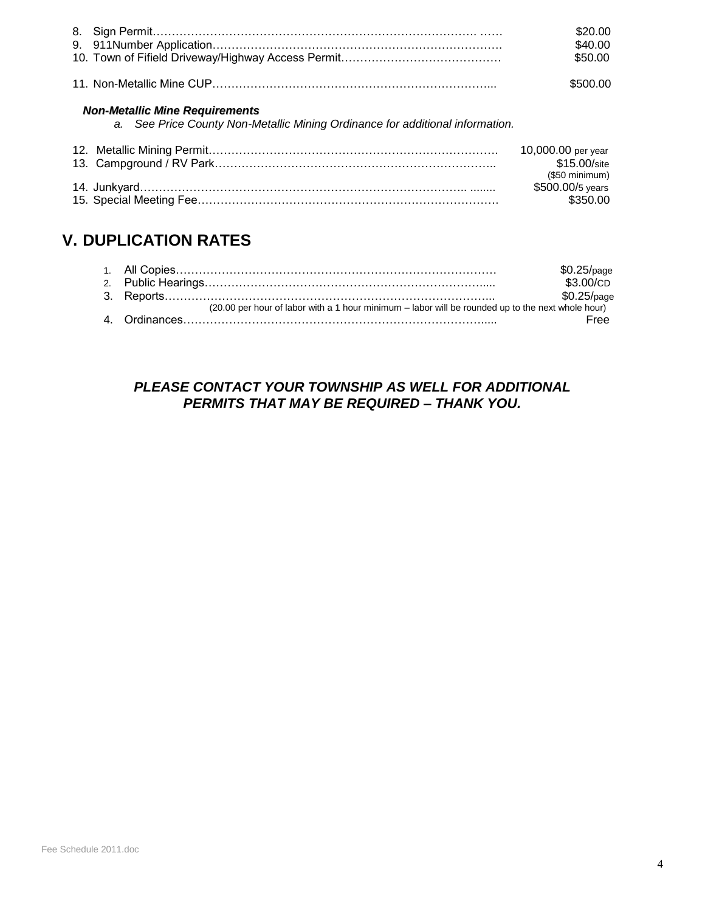8. Sign Permit……………………………………………………………………………. …… $20.00
9. 911Number Application……………………………………………………………………. $40.00
10. Town of Fifield Driveway/Highway Access Permit…………………………………… $50.00

11. Non-Metallic Mine CUP………………………………………………………………... $500.00

***Non-Metallic Mine Requirements***

*a. See Price County Non-Metallic Mining Ordinance for additional information.*

12. Metallic Mining Permit………………………………………………………………. 10,000.00 per year
13. Campground / RV Park……………………………………………………………….. $15.00/site ($50 minimum)
14. Junkyard…………………………………………………………………………. ........ $500.00/5 years
15. Special Meeting Fee…………………………………………………………………. $350.00

## V. DUPLICATION RATES

1. All Copies…………………………………………………………………………… $0.25/page
2. Public Hearings…………………………………………………………………..... $3.00/CD
3. Reports……………………………………………………………………………... $0.25/page
   (20.00 per hour of labor with a 1 hour minimum – labor will be rounded up to the next whole hour)
4. Ordinances……………………………………………………………………..... Free

***PLEASE CONTACT YOUR TOWNSHIP AS WELL FOR ADDITIONAL PERMITS THAT MAY BE REQUIRED – THANK YOU.***